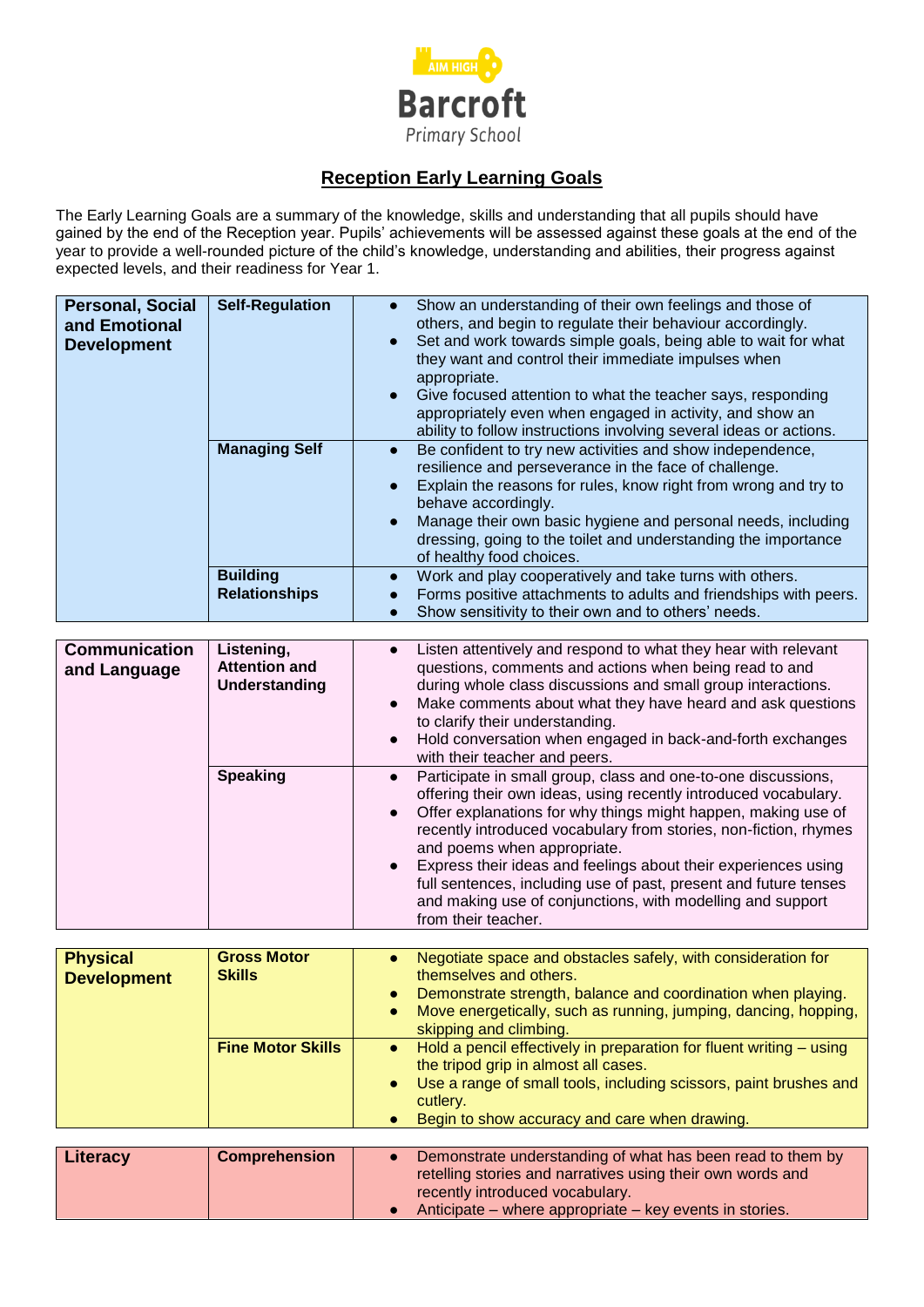AIM HIGH
**Barcroft**
Primary School

## Reception Early Learning Goals

The Early Learning Goals are a summary of the knowledge, skills and understanding that all pupils should have gained by the end of the Reception year. Pupils' achievements will be assessed against these goals at the end of the year to provide a well-rounded picture of the child's knowledge, understanding and abilities, their progress against expected levels, and their readiness for Year 1.

| Area | Aspect | Goals |
| --- | --- | --- |
| **Personal, Social and Emotional Development** | **Self-Regulation** | • Show an understanding of their own feelings and those of others, and begin to regulate their behaviour accordingly.<br>• Set and work towards simple goals, being able to wait for what they want and control their immediate impulses when appropriate.<br>• Give focused attention to what the teacher says, responding appropriately even when engaged in activity, and show an ability to follow instructions involving several ideas or actions. |
| | **Managing Self** | • Be confident to try new activities and show independence, resilience and perseverance in the face of challenge.<br>• Explain the reasons for rules, know right from wrong and try to behave accordingly.<br>• Manage their own basic hygiene and personal needs, including dressing, going to the toilet and understanding the importance of healthy food choices. |
| | **Building Relationships** | • Work and play cooperatively and take turns with others.<br>• Forms positive attachments to adults and friendships with peers.<br>• Show sensitivity to their own and to others' needs. |

| Area | Aspect | Goals |
| --- | --- | --- |
| **Communication and Language** | **Listening, Attention and Understanding** | • Listen attentively and respond to what they hear with relevant questions, comments and actions when being read to and during whole class discussions and small group interactions.<br>• Make comments about what they have heard and ask questions to clarify their understanding.<br>• Hold conversation when engaged in back-and-forth exchanges with their teacher and peers. |
| | **Speaking** | • Participate in small group, class and one-to-one discussions, offering their own ideas, using recently introduced vocabulary.<br>• Offer explanations for why things might happen, making use of recently introduced vocabulary from stories, non-fiction, rhymes and poems when appropriate.<br>• Express their ideas and feelings about their experiences using full sentences, including use of past, present and future tenses and making use of conjunctions, with modelling and support from their teacher. |

| Area | Aspect | Goals |
| --- | --- | --- |
| **Physical Development** | **Gross Motor Skills** | • Negotiate space and obstacles safely, with consideration for themselves and others.<br>• Demonstrate strength, balance and coordination when playing.<br>• Move energetically, such as running, jumping, dancing, hopping, skipping and climbing. |
| | **Fine Motor Skills** | • Hold a pencil effectively in preparation for fluent writing – using the tripod grip in almost all cases.<br>• Use a range of small tools, including scissors, paint brushes and cutlery.<br>• Begin to show accuracy and care when drawing. |

| Area | Aspect | Goals |
| --- | --- | --- |
| **Literacy** | **Comprehension** | • Demonstrate understanding of what has been read to them by retelling stories and narratives using their own words and recently introduced vocabulary.<br>• Anticipate – where appropriate – key events in stories. |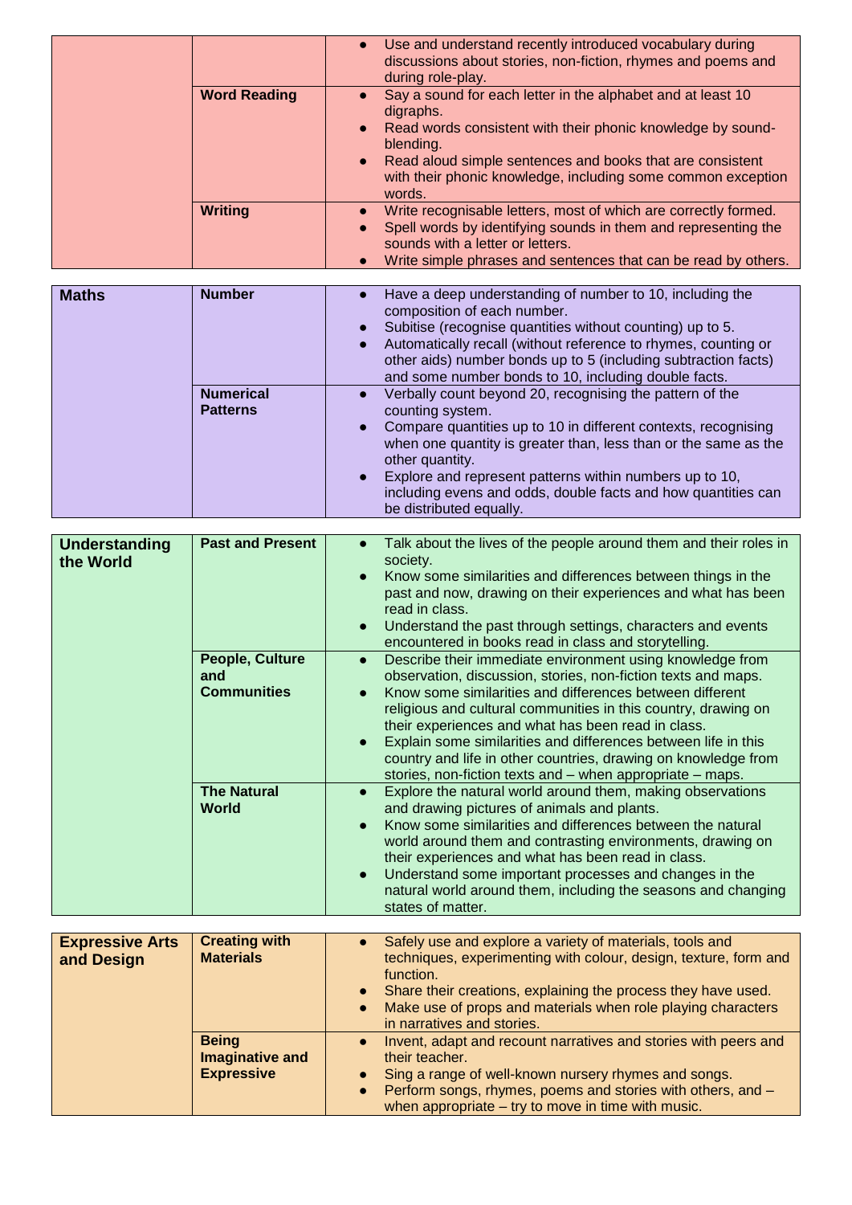| | | |
|---|---|---|
| | | • Use and understand recently introduced vocabulary during discussions about stories, non-fiction, rhymes and poems and during role-play. |
| | **Word Reading** | • Say a sound for each letter in the alphabet and at least 10 digraphs.<br>• Read words consistent with their phonic knowledge by sound-blending.<br>• Read aloud simple sentences and books that are consistent with their phonic knowledge, including some common exception words. |
| | **Writing** | • Write recognisable letters, most of which are correctly formed.<br>• Spell words by identifying sounds in them and representing the sounds with a letter or letters.<br>• Write simple phrases and sentences that can be read by others. |

| | | |
|---|---|---|
| **Maths** | **Number** | • Have a deep understanding of number to 10, including the composition of each number.<br>• Subitise (recognise quantities without counting) up to 5.<br>• Automatically recall (without reference to rhymes, counting or other aids) number bonds up to 5 (including subtraction facts) and some number bonds to 10, including double facts. |
| | **Numerical Patterns** | • Verbally count beyond 20, recognising the pattern of the counting system.<br>• Compare quantities up to 10 in different contexts, recognising when one quantity is greater than, less than or the same as the other quantity.<br>• Explore and represent patterns within numbers up to 10, including evens and odds, double facts and how quantities can be distributed equally. |

| | | |
|---|---|---|
| **Understanding the World** | **Past and Present** | • Talk about the lives of the people around them and their roles in society.<br>• Know some similarities and differences between things in the past and now, drawing on their experiences and what has been read in class.<br>• Understand the past through settings, characters and events encountered in books read in class and storytelling. |
| | **People, Culture and Communities** | • Describe their immediate environment using knowledge from observation, discussion, stories, non-fiction texts and maps.<br>• Know some similarities and differences between different religious and cultural communities in this country, drawing on their experiences and what has been read in class.<br>• Explain some similarities and differences between life in this country and life in other countries, drawing on knowledge from stories, non-fiction texts and – when appropriate – maps. |
| | **The Natural World** | • Explore the natural world around them, making observations and drawing pictures of animals and plants.<br>• Know some similarities and differences between the natural world around them and contrasting environments, drawing on their experiences and what has been read in class.<br>• Understand some important processes and changes in the natural world around them, including the seasons and changing states of matter. |

| | | |
|---|---|---|
| **Expressive Arts and Design** | **Creating with Materials** | • Safely use and explore a variety of materials, tools and techniques, experimenting with colour, design, texture, form and function.<br>• Share their creations, explaining the process they have used.<br>• Make use of props and materials when role playing characters in narratives and stories. |
| | **Being Imaginative and Expressive** | • Invent, adapt and recount narratives and stories with peers and their teacher.<br>• Sing a range of well-known nursery rhymes and songs.<br>• Perform songs, rhymes, poems and stories with others, and – when appropriate – try to move in time with music. |